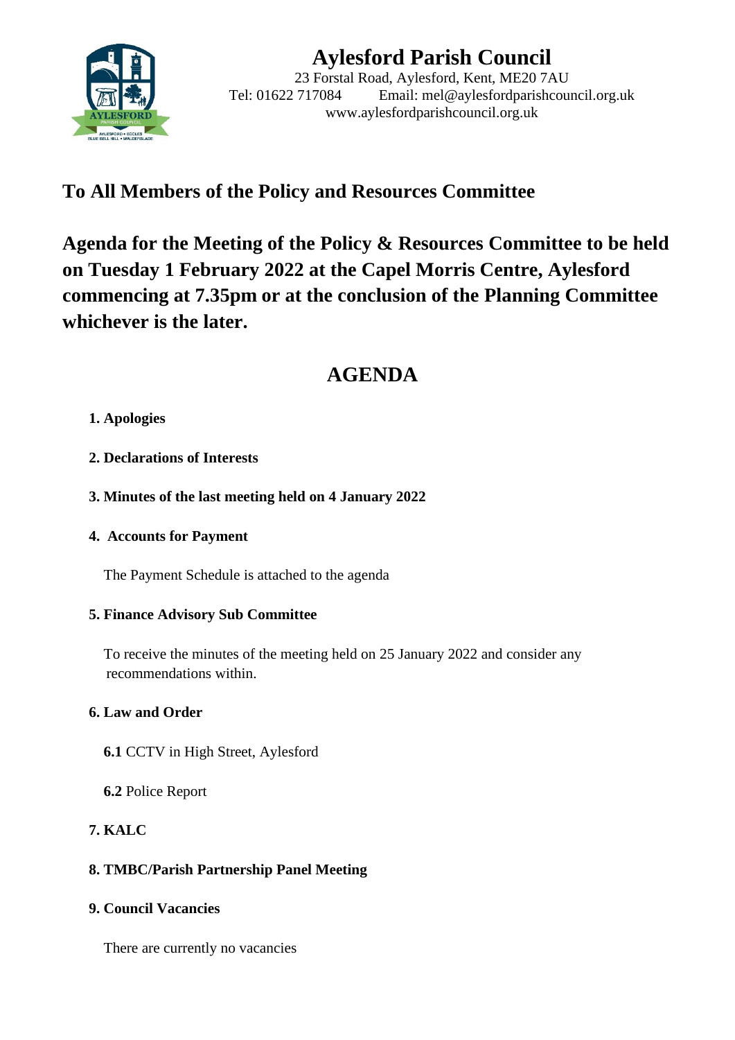# Aylesford Parish Council

23 Forstal Road, Aylesford, Kent, ME20 7AU
Tel: 01622 717084 Email: mel@aylesfordparishcouncil.org.uk
www.aylesfordparishcouncil.org.uk

## To All Members of the Policy and Resources Committee

## Agenda for the Meeting of the Policy & Resources Committee to be held on Tuesday 1 February 2022 at the Capel Morris Centre, Aylesford commencing at 7.35pm or at the conclusion of the Planning Committee whichever is the later.

## AGENDA

**1. Apologies**

**2. Declarations of Interests**

**3. Minutes of the last meeting held on 4 January 2022**

**4. Accounts for Payment**

The Payment Schedule is attached to the agenda

**5. Finance Advisory Sub Committee**

To receive the minutes of the meeting held on 25 January 2022 and consider any recommendations within.

**6. Law and Order**

**6.1** CCTV in High Street, Aylesford

**6.2** Police Report

**7. KALC**

**8. TMBC/Parish Partnership Panel Meeting**

**9. Council Vacancies**

There are currently no vacancies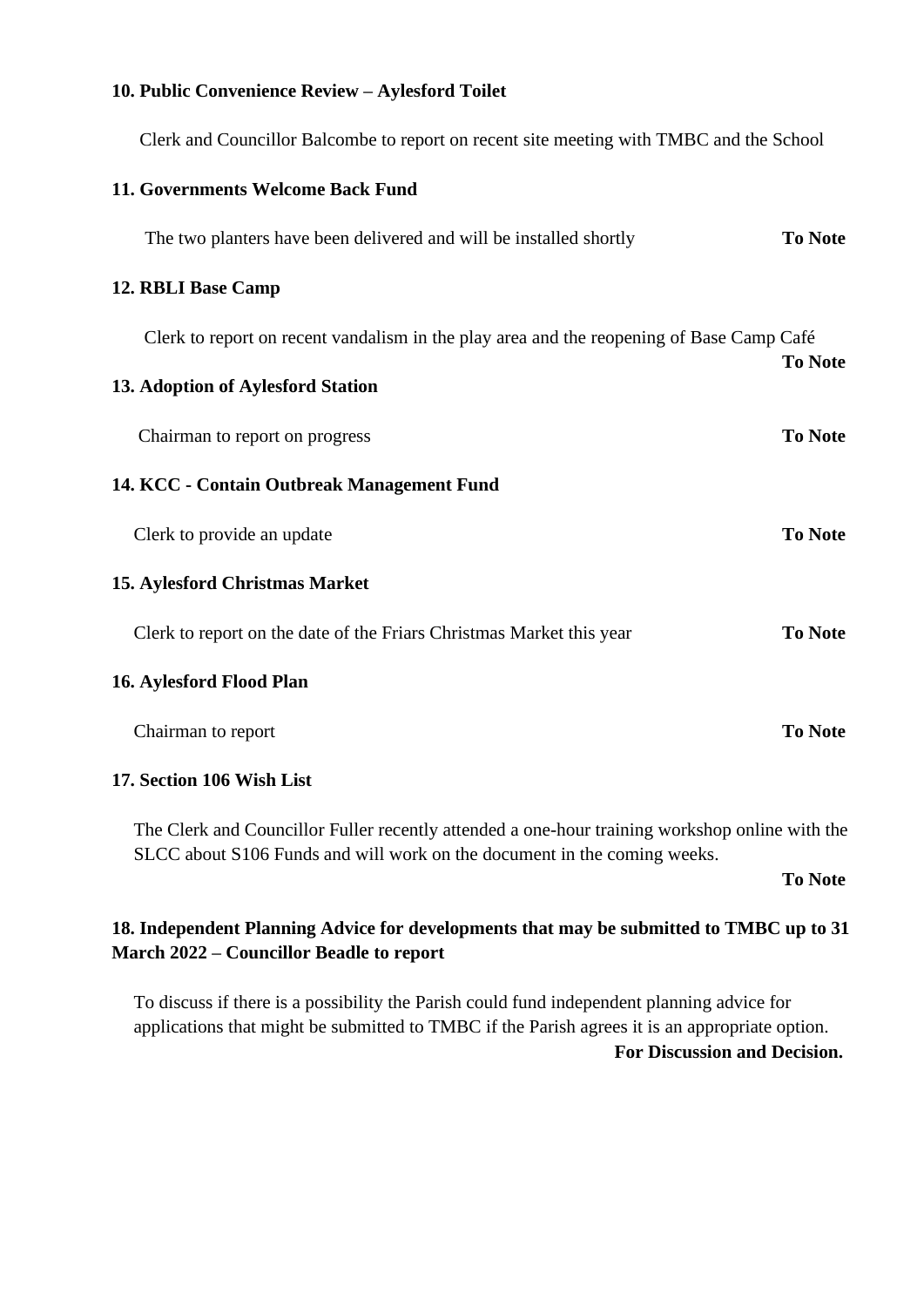**10. Public Convenience Review – Aylesford Toilet**

Clerk and Councillor Balcombe to report on recent site meeting with TMBC and the School

**11. Governments Welcome Back Fund**

The two planters have been delivered and will be installed shortly **To Note**

**12. RBLI Base Camp**

Clerk to report on recent vandalism in the play area and the reopening of Base Camp Café **To Note**

**13. Adoption of Aylesford Station**

Chairman to report on progress **To Note**

**14. KCC - Contain Outbreak Management Fund**

Clerk to provide an update **To Note**

**15. Aylesford Christmas Market**

Clerk to report on the date of the Friars Christmas Market this year **To Note**

**16. Aylesford Flood Plan**

Chairman to report **To Note**

**17. Section 106 Wish List**

The Clerk and Councillor Fuller recently attended a one-hour training workshop online with the SLCC about S106 Funds and will work on the document in the coming weeks.

**To Note**

**18. Independent Planning Advice for developments that may be submitted to TMBC up to 31 March 2022 – Councillor Beadle to report**

To discuss if there is a possibility the Parish could fund independent planning advice for applications that might be submitted to TMBC if the Parish agrees it is an appropriate option.

**For Discussion and Decision.**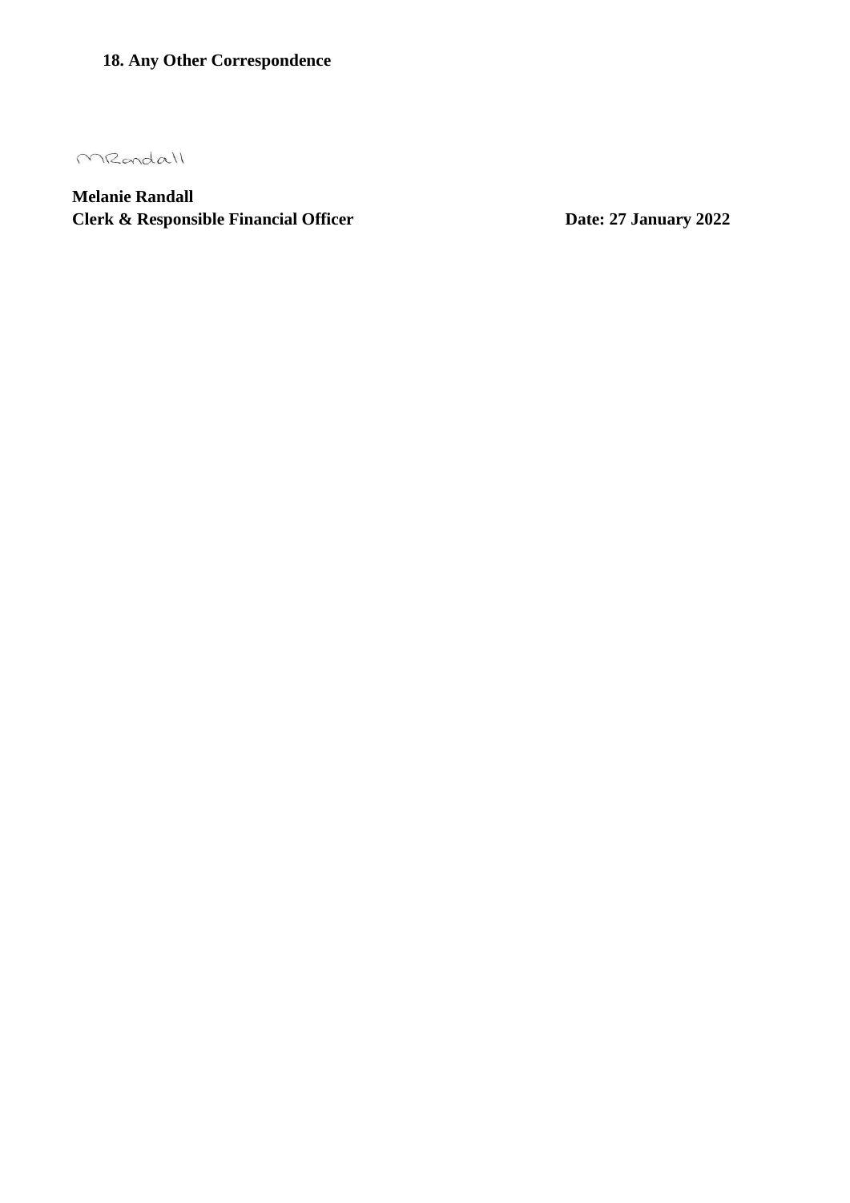**18. Any Other Correspondence**

MRandall

**Melanie Randall**
**Clerk & Responsible Financial Officer** **Date: 27 January 2022**